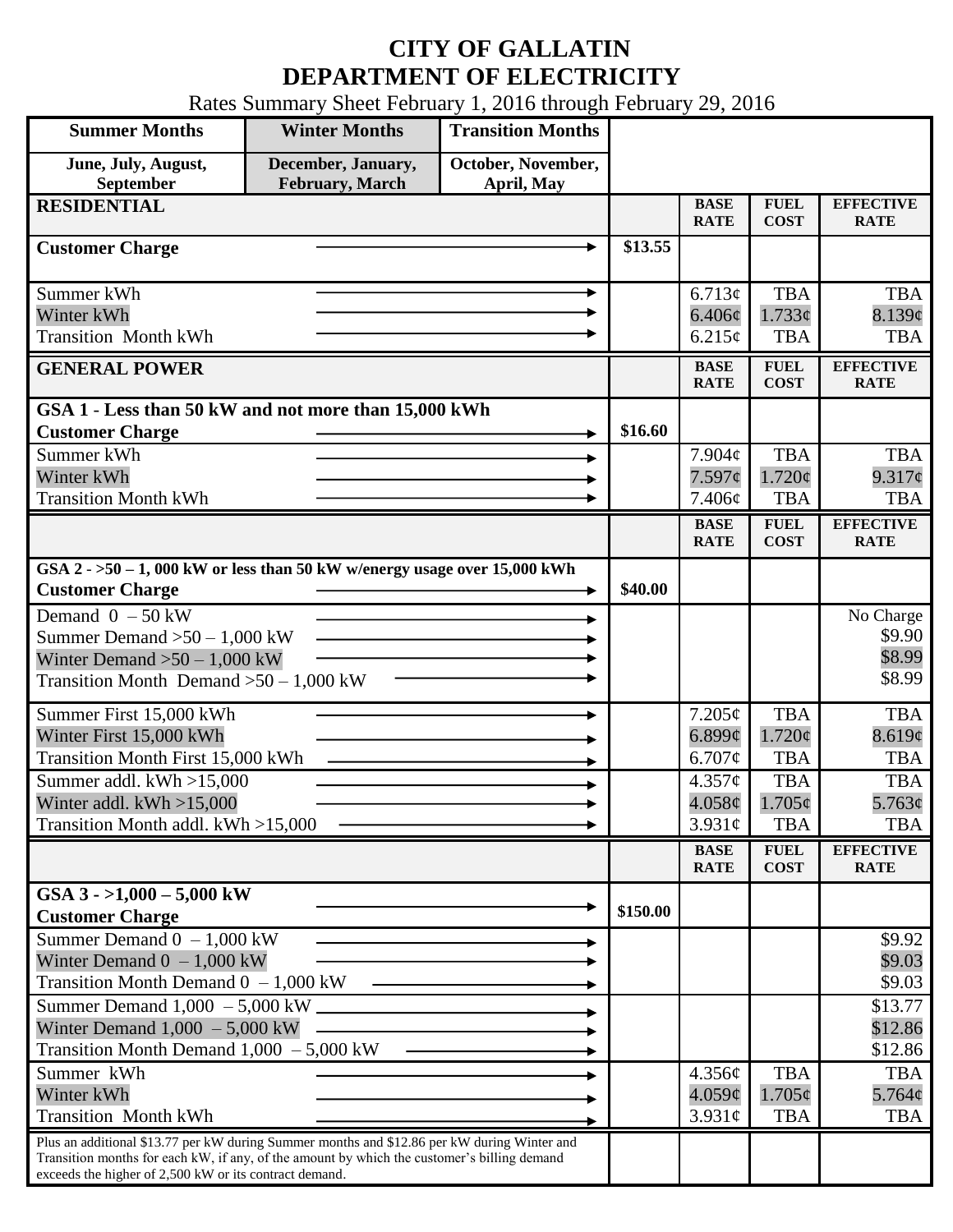# CITY OF GALLATIN
# DEPARTMENT OF ELECTRICITY

Rates Summary Sheet February 1, 2016 through February 29, 2016

| Summer Months | Winter Months | Transition Months |
|---|---|---|
| June, July, August, September | December, January, February, March | October, November, April, May |

| | | BASE RATE | FUEL COST | EFFECTIVE RATE |
|---|---|---|---|---|
| **RESIDENTIAL** | | | | |
| **Customer Charge** | $13.55 | | | |
| Summer kWh | | 6.713¢ | TBA | TBA |
| Winter kWh | | 6.406¢ | 1.733¢ | 8.139¢ |
| Transition Month kWh | | 6.215¢ | TBA | TBA |
| **GENERAL POWER** | | | | |
| **GSA 1 - Less than 50 kW and not more than 15,000 kWh** | | | | |
| **Customer Charge** | $16.60 | | | |
| Summer kWh | | 7.904¢ | TBA | TBA |
| Winter kWh | | 7.597¢ | 1.720¢ | 9.317¢ |
| Transition Month kWh | | 7.406¢ | TBA | TBA |
| **GSA 2 - >50 – 1, 000 kW or less than 50 kW w/energy usage over 15,000 kWh** | | | | |
| **Customer Charge** | $40.00 | | | |
| Demand 0 – 50 kW | | | | No Charge |
| Summer Demand >50 – 1,000 kW | | | | $9.90 |
| Winter Demand >50 – 1,000 kW | | | | $8.99 |
| Transition Month Demand >50 – 1,000 kW | | | | $8.99 |
| Summer First 15,000 kWh | | 7.205¢ | TBA | TBA |
| Winter First 15,000 kWh | | 6.899¢ | 1.720¢ | 8.619¢ |
| Transition Month First 15,000 kWh | | 6.707¢ | TBA | TBA |
| Summer addl. kWh >15,000 | | 4.357¢ | TBA | TBA |
| Winter addl. kWh >15,000 | | 4.058¢ | 1.705¢ | 5.763¢ |
| Transition Month addl. kWh >15,000 | | 3.931¢ | TBA | TBA |
| **GSA 3 - >1,000 – 5,000 kW** | | | | |
| **Customer Charge** | $150.00 | | | |
| Summer Demand 0 – 1,000 kW | | | | $9.92 |
| Winter Demand 0 – 1,000 kW | | | | $9.03 |
| Transition Month Demand 0 – 1,000 kW | | | | $9.03 |
| Summer Demand 1,000 – 5,000 kW | | | | $13.77 |
| Winter Demand 1,000 – 5,000 kW | | | | $12.86 |
| Transition Month Demand 1,000 – 5,000 kW | | | | $12.86 |
| Summer kWh | | 4.356¢ | TBA | TBA |
| Winter kWh | | 4.059¢ | 1.705¢ | 5.764¢ |
| Transition Month kWh | | 3.931¢ | TBA | TBA |
| Plus an additional $13.77 per kW during Summer months and $12.86 per kW during Winter and Transition months for each kW, if any, of the amount by which the customer's billing demand exceeds the higher of 2,500 kW or its contract demand. | | | | |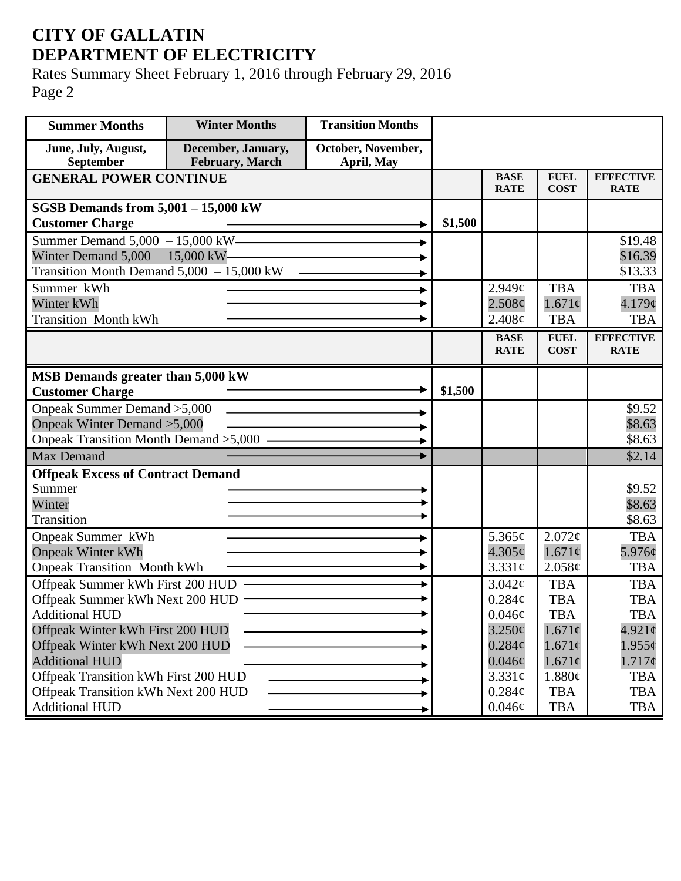# CITY OF GALLATIN
# DEPARTMENT OF ELECTRICITY

Rates Summary Sheet February 1, 2016 through February 29, 2016
Page 2

| Summer Months | Winter Months | Transition Months | | | | |
|---|---|---|---|---|---|---|
| June, July, August, September | December, January, February, March | October, November, April, May | | | | |
| **GENERAL POWER CONTINUE** | | | | **BASE RATE** | **FUEL COST** | **EFFECTIVE RATE** |
| **SGSB Demands from 5,001 – 15,000 kW** | | | | | | |
| **Customer Charge** | | | **$1,500** | | | |
| Summer Demand 5,000 – 15,000 kW | | | | | | $19.48 |
| Winter Demand 5,000 – 15,000 kW | | | | | | $16.39 |
| Transition Month Demand 5,000 – 15,000 kW | | | | | | $13.33 |
| Summer kWh | | | | 2.949¢ | TBA | TBA |
| Winter kWh | | | | 2.508¢ | 1.671¢ | 4.179¢ |
| Transition Month kWh | | | | 2.408¢ | TBA | TBA |
| | | | | **BASE RATE** | **FUEL COST** | **EFFECTIVE RATE** |
| **MSB Demands greater than 5,000 kW** | | | | | | |
| **Customer Charge** | | | **$1,500** | | | |
| Onpeak Summer Demand >5,000 | | | | | | $9.52 |
| Onpeak Winter Demand >5,000 | | | | | | $8.63 |
| Onpeak Transition Month Demand >5,000 | | | | | | $8.63 |
| Max Demand | | | | | | $2.14 |
| **Offpeak Excess of Contract Demand** | | | | | | |
| Summer | | | | | | $9.52 |
| Winter | | | | | | $8.63 |
| Transition | | | | | | $8.63 |
| Onpeak Summer kWh | | | | 5.365¢ | 2.072¢ | TBA |
| Onpeak Winter kWh | | | | 4.305¢ | 1.671¢ | 5.976¢ |
| Onpeak Transition Month kWh | | | | 3.331¢ | 2.058¢ | TBA |
| Offpeak Summer kWh First 200 HUD | | | | 3.042¢ | TBA | TBA |
| Offpeak Summer kWh Next 200 HUD | | | | 0.284¢ | TBA | TBA |
| Additional HUD | | | | 0.046¢ | TBA | TBA |
| Offpeak Winter kWh First 200 HUD | | | | 3.250¢ | 1.671¢ | 4.921¢ |
| Offpeak Winter kWh Next 200 HUD | | | | 0.284¢ | 1.671¢ | 1.955¢ |
| Additional HUD | | | | 0.046¢ | 1.671¢ | 1.717¢ |
| Offpeak Transition kWh First 200 HUD | | | | 3.331¢ | 1.880¢ | TBA |
| Offpeak Transition kWh Next 200 HUD | | | | 0.284¢ | TBA | TBA |
| Additional HUD | | | | 0.046¢ | TBA | TBA |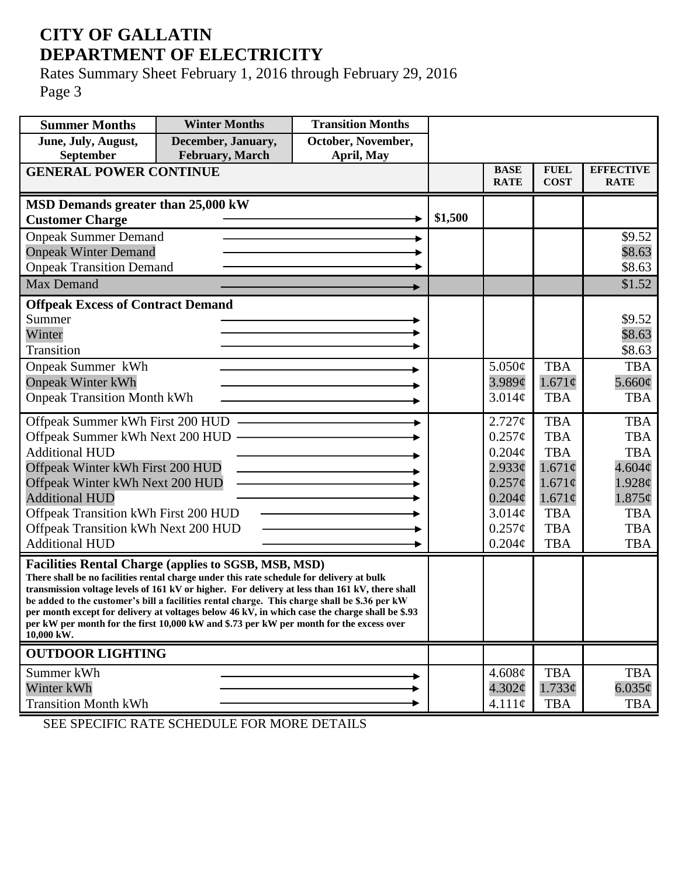# CITY OF GALLATIN
# DEPARTMENT OF ELECTRICITY

Rates Summary Sheet February 1, 2016 through February 29, 2016

| Summer Months | Winter Months | Transition Months | | | | |
|---|---|---|---|---|---|---|
| June, July, August, September | December, January, February, March | October, November, April, May | | | | |
| **GENERAL POWER CONTINUE** | | | | **BASE RATE** | **FUEL COST** | **EFFECTIVE RATE** |
| **MSD Demands greater than 25,000 kW** | | | | | | |
| **Customer Charge** | | | **$1,500** | | | |
| Onpeak Summer Demand | | | | | | $9.52 |
| Onpeak Winter Demand | | | | | | $8.63 |
| Onpeak Transition Demand | | | | | | $8.63 |
| Max Demand | | | | | | $1.52 |
| **Offpeak Excess of Contract Demand** | | | | | | |
| Summer | | | | | | $9.52 |
| Winter | | | | | | $8.63 |
| Transition | | | | | | $8.63 |
| Onpeak Summer kWh | | | | 5.050¢ | TBA | TBA |
| Onpeak Winter kWh | | | | 3.989¢ | 1.671¢ | 5.660¢ |
| Onpeak Transition Month kWh | | | | 3.014¢ | TBA | TBA |
| Offpeak Summer kWh First 200 HUD | | | | 2.727¢ | TBA | TBA |
| Offpeak Summer kWh Next 200 HUD | | | | 0.257¢ | TBA | TBA |
| Additional HUD | | | | 0.204¢ | TBA | TBA |
| Offpeak Winter kWh First 200 HUD | | | | 2.933¢ | 1.671¢ | 4.604¢ |
| Offpeak Winter kWh Next 200 HUD | | | | 0.257¢ | 1.671¢ | 1.928¢ |
| Additional HUD | | | | 0.204¢ | 1.671¢ | 1.875¢ |
| Offpeak Transition kWh First 200 HUD | | | | 3.014¢ | TBA | TBA |
| Offpeak Transition kWh Next 200 HUD | | | | 0.257¢ | TBA | TBA |
| Additional HUD | | | | 0.204¢ | TBA | TBA |
| **Facilities Rental Charge (applies to SGSB, MSB, MSD)** There shall be no facilities rental charge under this rate schedule for delivery at bulk transmission voltage levels of 161 kV or higher. For delivery at less than 161 kV, there shall be added to the customer's bill a facilities rental charge. This charge shall be $.36 per kW per month except for delivery at voltages below 46 kV, in which case the charge shall be $.93 per kW per month for the first 10,000 kW and $.73 per kW per month for the excess over 10,000 kW. | | | | | | |
| **OUTDOOR LIGHTING** | | | | | | |
| Summer kWh | | | | 4.608¢ | TBA | TBA |
| Winter kWh | | | | 4.302¢ | 1.733¢ | 6.035¢ |
| Transition Month kWh | | | | 4.111¢ | TBA | TBA |

SEE SPECIFIC RATE SCHEDULE FOR MORE DETAILS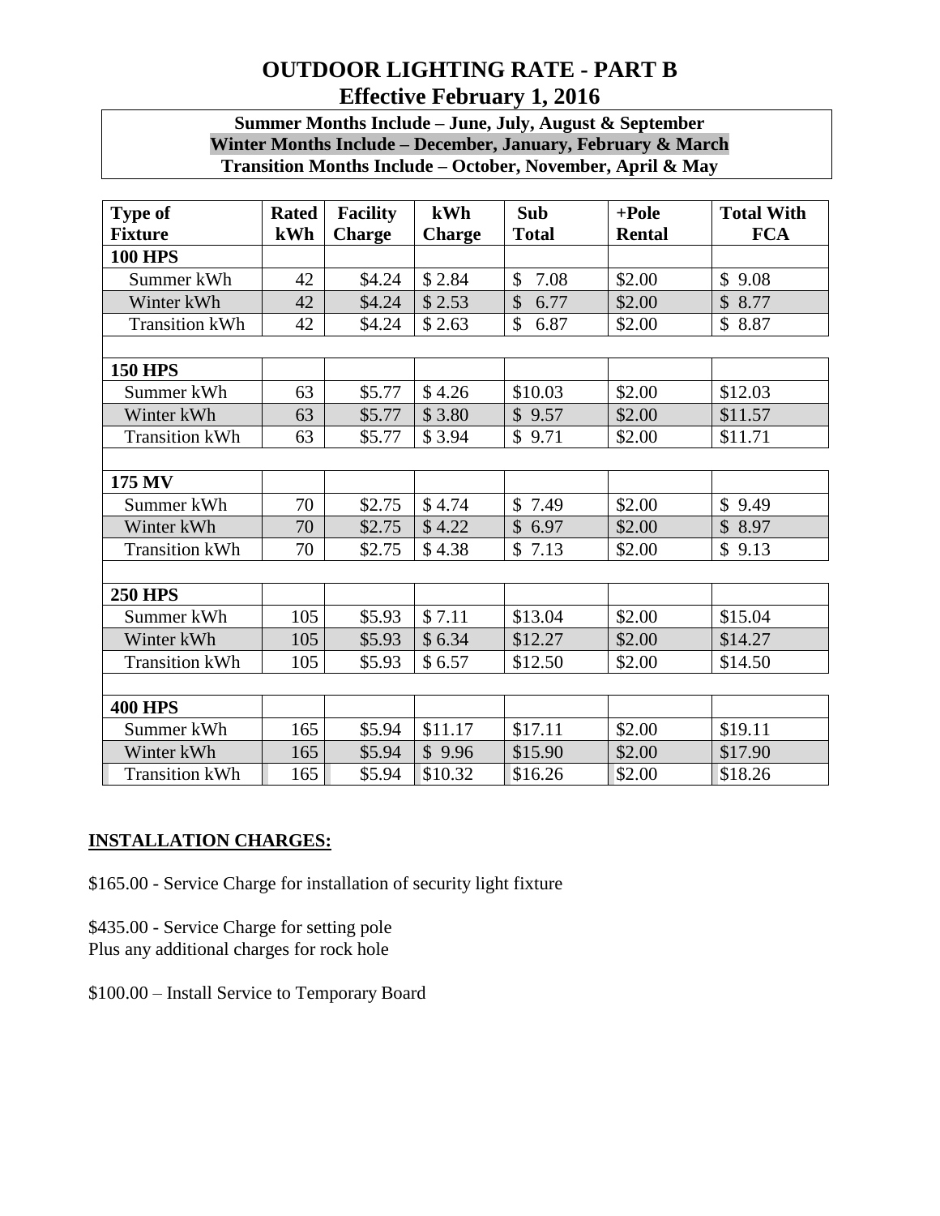# OUTDOOR LIGHTING RATE - PART B

## Effective February 1, 2016

**Summer Months Include – June, July, August & September**
**Winter Months Include – December, January, February & March**
**Transition Months Include – October, November, April & May**

| Type of Fixture | Rated kWh | Facility Charge | kWh Charge | Sub Total | +Pole Rental | Total With FCA |
|---|---|---|---|---|---|---|
| **100 HPS** | | | | | | |
| Summer kWh | 42 | $4.24 | $ 2.84 | $ 7.08 | $2.00 | $ 9.08 |
| Winter kWh | 42 | $4.24 | $ 2.53 | $ 6.77 | $2.00 | $ 8.77 |
| Transition kWh | 42 | $4.24 | $ 2.63 | $ 6.87 | $2.00 | $ 8.87 |
| | | | | | | |
| **150 HPS** | | | | | | |
| Summer kWh | 63 | $5.77 | $ 4.26 | $10.03 | $2.00 | $12.03 |
| Winter kWh | 63 | $5.77 | $ 3.80 | $ 9.57 | $2.00 | $11.57 |
| Transition kWh | 63 | $5.77 | $ 3.94 | $ 9.71 | $2.00 | $11.71 |
| | | | | | | |
| **175 MV** | | | | | | |
| Summer kWh | 70 | $2.75 | $ 4.74 | $ 7.49 | $2.00 | $ 9.49 |
| Winter kWh | 70 | $2.75 | $ 4.22 | $ 6.97 | $2.00 | $ 8.97 |
| Transition kWh | 70 | $2.75 | $ 4.38 | $ 7.13 | $2.00 | $ 9.13 |
| | | | | | | |
| **250 HPS** | | | | | | |
| Summer kWh | 105 | $5.93 | $ 7.11 | $13.04 | $2.00 | $15.04 |
| Winter kWh | 105 | $5.93 | $ 6.34 | $12.27 | $2.00 | $14.27 |
| Transition kWh | 105 | $5.93 | $ 6.57 | $12.50 | $2.00 | $14.50 |
| | | | | | | |
| **400 HPS** | | | | | | |
| Summer kWh | 165 | $5.94 | $11.17 | $17.11 | $2.00 | $19.11 |
| Winter kWh | 165 | $5.94 | $ 9.96 | $15.90 | $2.00 | $17.90 |
| Transition kWh | 165 | $5.94 | $10.32 | $16.26 | $2.00 | $18.26 |

**INSTALLATION CHARGES:**

$165.00 - Service Charge for installation of security light fixture

$435.00 - Service Charge for setting pole
Plus any additional charges for rock hole

$100.00 – Install Service to Temporary Board